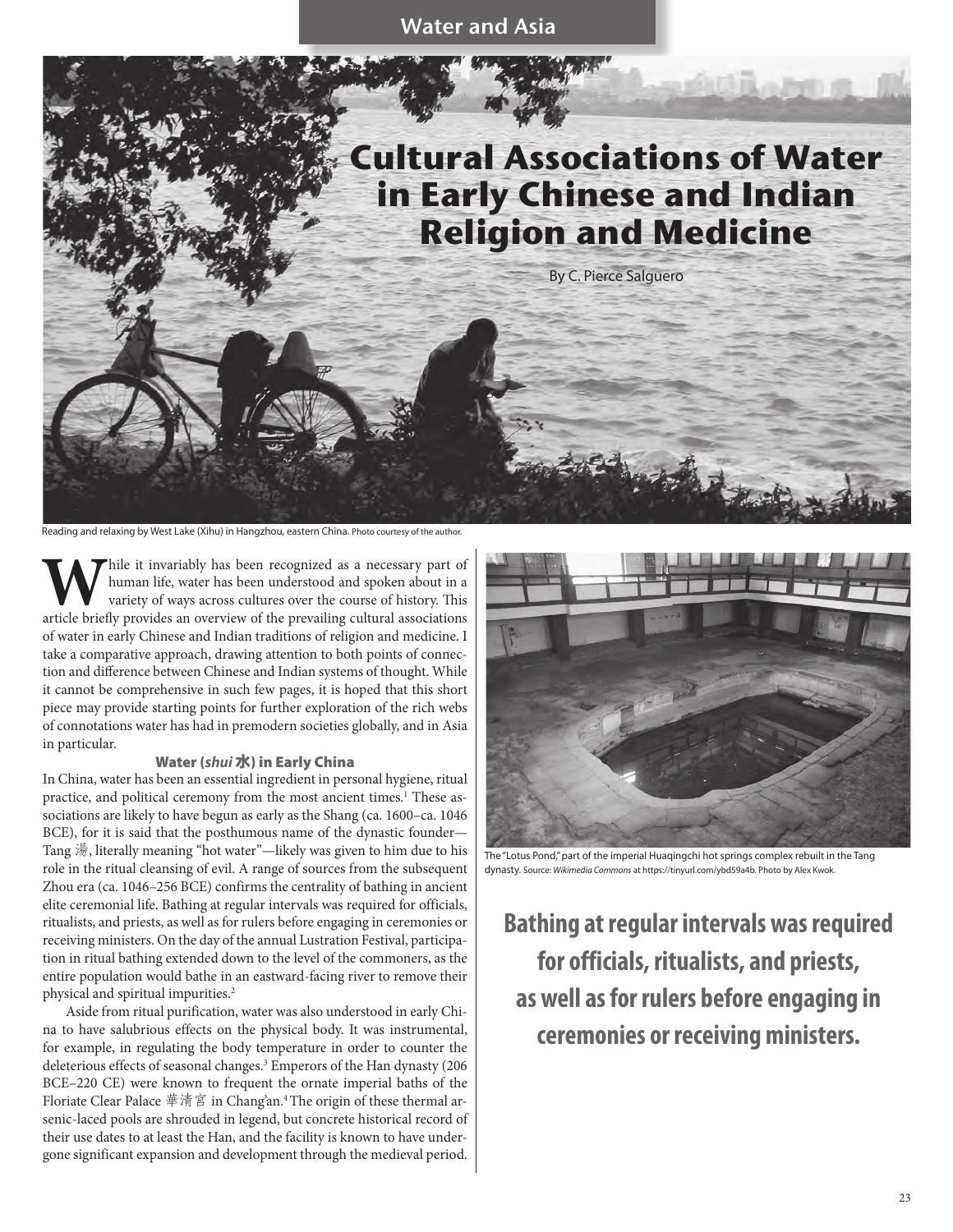# Cultural Associations of Water in Early Chinese and Indian Religion and Medicine

By C. Pierce Salguero

Reading and relaxing by West Lake (Xihu) in Hangzhou, eastern China. Photo courtesy of the author.

While it invariably has been recognized as a necessary part of human life, water has been understood and spoken about in a variety of ways across cultures over the course of history. This article briefly provides an overview of the prevailing cultural associations of water in early Chinese and Indian traditions of religion and medicine. I take a comparative approach, drawing attention to both points of connection and difference between Chinese and Indian systems of thought. While it cannot be comprehensive in such few pages, it is hoped that this short piece may provide starting points for further exploration of the rich webs of connotations water has had in premodern societies globally, and in Asia in particular.

### Water (*shui* 水) in Early China

In China, water has been an essential ingredient in personal hygiene, ritual practice, and political ceremony from the most ancient times.[1] These associations are likely to have begun as early as the Shang (ca. 1600–ca. 1046 BCE), for it is said that the posthumous name of the dynastic founder—Tang 湯, literally meaning "hot water"—likely was given to him due to his role in the ritual cleansing of evil. A range of sources from the subsequent Zhou era (ca. 1046–256 BCE) confirms the centrality of bathing in ancient elite ceremonial life. Bathing at regular intervals was required for officials, ritualists, and priests, as well as for rulers before engaging in ceremonies or receiving ministers. On the day of the annual Lustration Festival, participation in ritual bathing extended down to the level of the commoners, as the entire population would bathe in an eastward-facing river to remove their physical and spiritual impurities.[2]

Aside from ritual purification, water was also understood in early China to have salubrious effects on the physical body. It was instrumental, for example, in regulating the body temperature in order to counter the deleterious effects of seasonal changes.[3] Emperors of the Han dynasty (206 BCE–220 CE) were known to frequent the ornate imperial baths of the Floriate Clear Palace 華清宮 in Chang'an.[4] The origin of these thermal arsenic-laced pools are shrouded in legend, but concrete historical record of their use dates to at least the Han, and the facility is known to have undergone significant expansion and development through the medieval period.

The "Lotus Pond," part of the imperial Huaqingchi hot springs complex rebuilt in the Tang dynasty. Source: *Wikimedia Commons* at https://tinyurl.com/ybd59a4b. Photo by Alex Kwok.

**Bathing at regular intervals was required for officials, ritualists, and priests, as well as for rulers before engaging in ceremonies or receiving ministers.**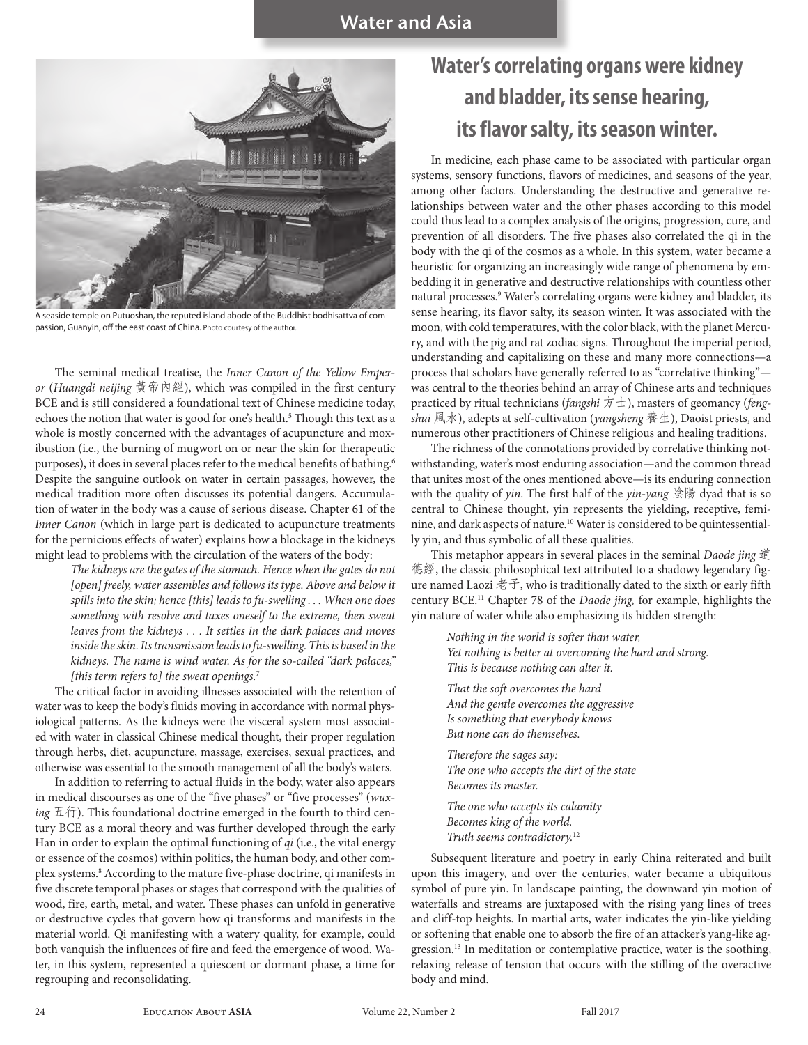A seaside temple on Putuoshan, the reputed island abode of the Buddhist bodhisattva of compassion, Guanyin, off the east coast of China. Photo courtesy of the author.

The seminal medical treatise, the *Inner Canon of the Yellow Emperor* (*Huangdi neijing* 黃帝內經), which was compiled in the first century BCE and is still considered a foundational text of Chinese medicine today, echoes the notion that water is good for one's health.[5] Though this text as a whole is mostly concerned with the advantages of acupuncture and moxibustion (i.e., the burning of mugwort on or near the skin for therapeutic purposes), it does in several places refer to the medical benefits of bathing.[6] Despite the sanguine outlook on water in certain passages, however, the medical tradition more often discusses its potential dangers. Accumulation of water in the body was a cause of serious disease. Chapter 61 of the *Inner Canon* (which in large part is dedicated to acupuncture treatments for the pernicious effects of water) explains how a blockage in the kidneys might lead to problems with the circulation of the waters of the body:

> *The kidneys are the gates of the stomach. Hence when the gates do not [open] freely, water assembles and follows its type. Above and below it spills into the skin; hence [this] leads to fu-swelling . . . When one does something with resolve and taxes oneself to the extreme, then sweat leaves from the kidneys . . . It settles in the dark palaces and moves inside the skin. Its transmission leads to fu-swelling. This is based in the kidneys. The name is wind water. As for the so-called "dark palaces," [this term refers to] the sweat openings.*[7]

The critical factor in avoiding illnesses associated with the retention of water was to keep the body's fluids moving in accordance with normal physiological patterns. As the kidneys were the visceral system most associated with water in classical Chinese medical thought, their proper regulation through herbs, diet, acupuncture, massage, exercises, sexual practices, and otherwise was essential to the smooth management of all the body's waters.

In addition to referring to actual fluids in the body, water also appears in medical discourses as one of the "five phases" or "five processes" (*wuxing* 五行). This foundational doctrine emerged in the fourth to third century BCE as a moral theory and was further developed through the early Han in order to explain the optimal functioning of *qi* (i.e., the vital energy or essence of the cosmos) within politics, the human body, and other complex systems.[8] According to the mature five-phase doctrine, qi manifests in five discrete temporal phases or stages that correspond with the qualities of wood, fire, earth, metal, and water. These phases can unfold in generative or destructive cycles that govern how qi transforms and manifests in the material world. Qi manifesting with a watery quality, for example, could both vanquish the influences of fire and feed the emergence of wood. Water, in this system, represented a quiescent or dormant phase, a time for regrouping and reconsolidating.

## Water's correlating organs were kidney and bladder, its sense hearing, its flavor salty, its season winter.

In medicine, each phase came to be associated with particular organ systems, sensory functions, flavors of medicines, and seasons of the year, among other factors. Understanding the destructive and generative relationships between water and the other phases according to this model could thus lead to a complex analysis of the origins, progression, cure, and prevention of all disorders. The five phases also correlated the qi in the body with the qi of the cosmos as a whole. In this system, water became a heuristic for organizing an increasingly wide range of phenomena by embedding it in generative and destructive relationships with countless other natural processes.[9] Water's correlating organs were kidney and bladder, its sense hearing, its flavor salty, its season winter. It was associated with the moon, with cold temperatures, with the color black, with the planet Mercury, and with the pig and rat zodiac signs. Throughout the imperial period, understanding and capitalizing on these and many more connections—a process that scholars have generally referred to as "correlative thinking"—was central to the theories behind an array of Chinese arts and techniques practiced by ritual technicians (*fangshi* 方士), masters of geomancy (*fengshui* 風水), adepts at self-cultivation (*yangsheng* 養生), Daoist priests, and numerous other practitioners of Chinese religious and healing traditions.

The richness of the connotations provided by correlative thinking notwithstanding, water's most enduring association—and the common thread that unites most of the ones mentioned above—is its enduring connection with the quality of *yin*. The first half of the *yin-yang* 陰陽 dyad that is so central to Chinese thought, yin represents the yielding, receptive, feminine, and dark aspects of nature.[10] Water is considered to be quintessentially yin, and thus symbolic of all these qualities.

This metaphor appears in several places in the seminal *Daode jing* 道德經, the classic philosophical text attributed to a shadowy legendary figure named Laozi 老子, who is traditionally dated to the sixth or early fifth century BCE.[11] Chapter 78 of the *Daode jing,* for example, highlights the yin nature of water while also emphasizing its hidden strength:

> *Nothing in the world is softer than water,*
> *Yet nothing is better at overcoming the hard and strong.*
> *This is because nothing can alter it.*
>
> *That the soft overcomes the hard*
> *And the gentle overcomes the aggressive*
> *Is something that everybody knows*
> *But none can do themselves.*
>
> *Therefore the sages say:*
> *The one who accepts the dirt of the state*
> *Becomes its master.*
>
> *The one who accepts its calamity*
> *Becomes king of the world.*
> *Truth seems contradictory.*[12]

Subsequent literature and poetry in early China reiterated and built upon this imagery, and over the centuries, water became a ubiquitous symbol of pure yin. In landscape painting, the downward yin motion of waterfalls and streams are juxtaposed with the rising yang lines of trees and cliff-top heights. In martial arts, water indicates the yin-like yielding or softening that enable one to absorb the fire of an attacker's yang-like aggression.[13] In meditation or contemplative practice, water is the soothing, relaxing release of tension that occurs with the stilling of the overactive body and mind.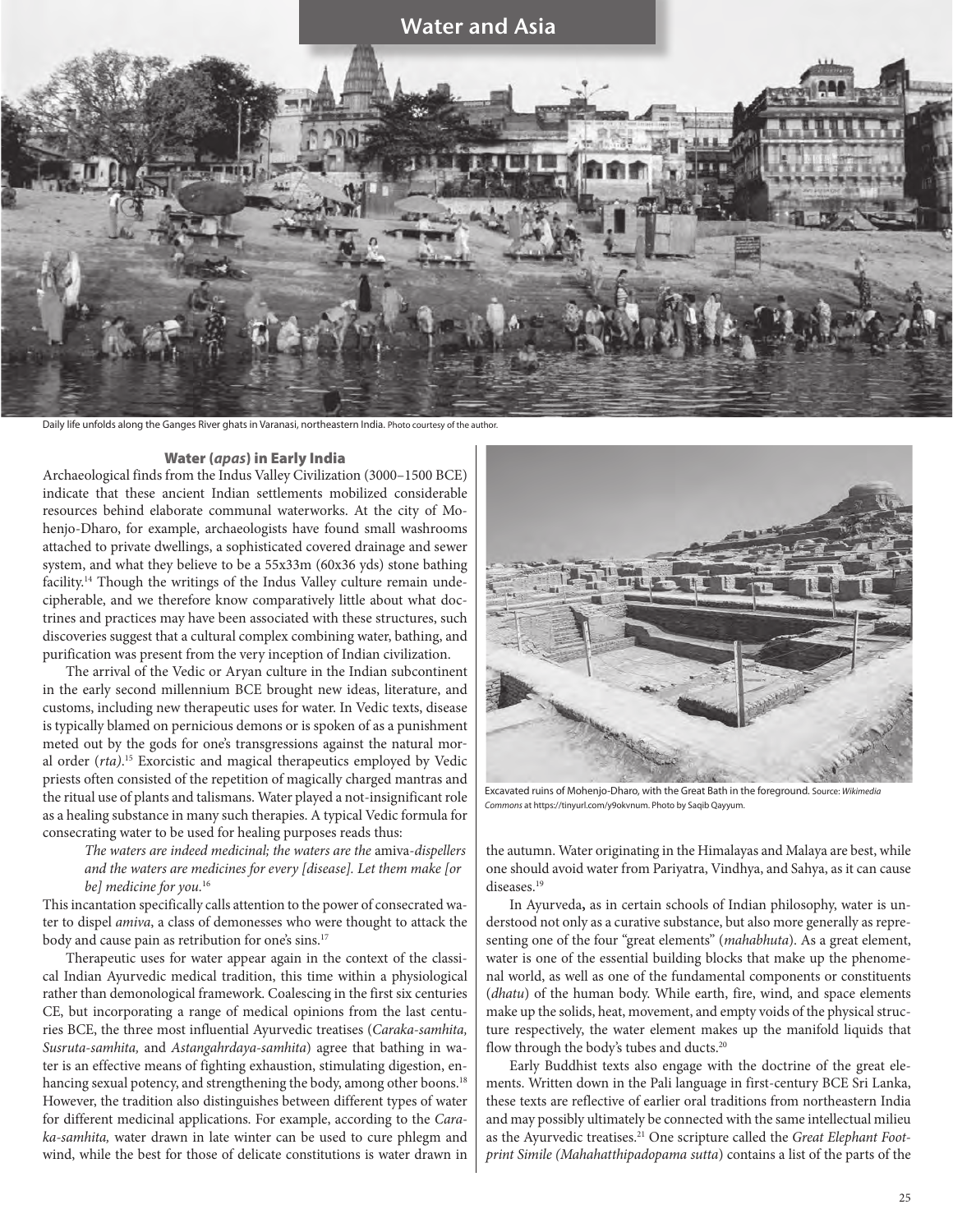Daily life unfolds along the Ganges River ghats in Varanasi, northeastern India. Photo courtesy of the author.

### Water (*apas*) in Early India

Archaeological finds from the Indus Valley Civilization (3000–1500 BCE) indicate that these ancient Indian settlements mobilized considerable resources behind elaborate communal waterworks. At the city of Mohenjo-Dharo, for example, archaeologists have found small washrooms attached to private dwellings, a sophisticated covered drainage and sewer system, and what they believe to be a 55x33m (60x36 yds) stone bathing facility.[14] Though the writings of the Indus Valley culture remain undecipherable, and we therefore know comparatively little about what doctrines and practices may have been associated with these structures, such discoveries suggest that a cultural complex combining water, bathing, and purification was present from the very inception of Indian civilization.

The arrival of the Vedic or Aryan culture in the Indian subcontinent in the early second millennium BCE brought new ideas, literature, and customs, including new therapeutic uses for water. In Vedic texts, disease is typically blamed on pernicious demons or is spoken of as a punishment meted out by the gods for one's transgressions against the natural moral order (*rta*).[15] Exorcistic and magical therapeutics employed by Vedic priests often consisted of the repetition of magically charged mantras and the ritual use of plants and talismans. Water played a not-insignificant role as a healing substance in many such therapies. A typical Vedic formula for consecrating water to be used for healing purposes reads thus:

> *The waters are indeed medicinal; the waters are the* amiva*-dispellers and the waters are medicines for every [disease]. Let them make [or be] medicine for you.*[16]

This incantation specifically calls attention to the power of consecrated water to dispel *amiva*, a class of demonesses who were thought to attack the body and cause pain as retribution for one's sins.[17]

Therapeutic uses for water appear again in the context of the classical Indian Ayurvedic medical tradition, this time within a physiological rather than demonological framework. Coalescing in the first six centuries CE, but incorporating a range of medical opinions from the last centuries BCE, the three most influential Ayurvedic treatises (*Caraka-samhita, Susruta-samhita,* and *Astangahrdaya-samhita*) agree that bathing in water is an effective means of fighting exhaustion, stimulating digestion, enhancing sexual potency, and strengthening the body, among other boons.[18] However, the tradition also distinguishes between different types of water for different medicinal applications. For example, according to the *Caraka-samhita,* water drawn in late winter can be used to cure phlegm and wind, while the best for those of delicate constitutions is water drawn in the autumn. Water originating in the Himalayas and Malaya are best, while one should avoid water from Pariyatra, Vindhya, and Sahya, as it can cause diseases.[19]

Excavated ruins of Mohenjo-Dharo, with the Great Bath in the foreground. Source: *Wikimedia Commons* at https://tinyurl.com/y9okvnum. Photo by Saqib Qayyum.

In Ayurveda, as in certain schools of Indian philosophy, water is understood not only as a curative substance, but also more generally as representing one of the four "great elements" (*mahabhuta*). As a great element, water is one of the essential building blocks that make up the phenomenal world, as well as one of the fundamental components or constituents (*dhatu*) of the human body. While earth, fire, wind, and space elements make up the solids, heat, movement, and empty voids of the physical structure respectively, the water element makes up the manifold liquids that flow through the body's tubes and ducts.[20]

Early Buddhist texts also engage with the doctrine of the great elements. Written down in the Pali language in first-century BCE Sri Lanka, these texts are reflective of earlier oral traditions from northeastern India and may possibly ultimately be connected with the same intellectual milieu as the Ayurvedic treatises.[21] One scripture called the *Great Elephant Footprint Simile (Mahahatthipadopama sutta)* contains a list of the parts of the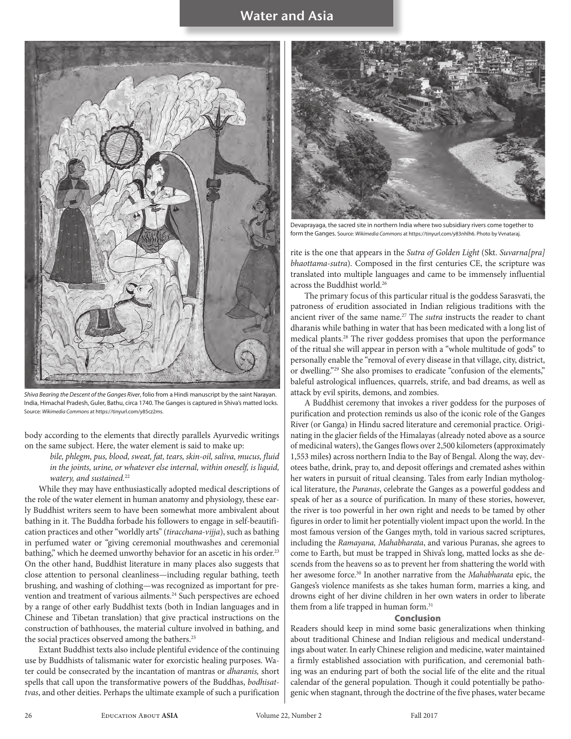*Shiva Bearing the Descent of the Ganges River*, folio from a Hindi manuscript by the saint Narayan. India, Himachal Pradesh, Guler, Bathu, circa 1740. The Ganges is captured in Shiva's matted locks. Source: *Wikimedia Commons* at https://tinyurl.com/y85cz2ms.

body according to the elements that directly parallels Ayurvedic writings on the same subject. Here, the water element is said to make up:

> *bile, phlegm, pus, blood, sweat, fat, tears, skin-oil, saliva, mucus, fluid in the joints, urine, or whatever else internal, within oneself, is liquid, watery, and sustained.*[22]

While they may have enthusiastically adopted medical descriptions of the role of the water element in human anatomy and physiology, these early Buddhist writers seem to have been somewhat more ambivalent about bathing in it. The Buddha forbade his followers to engage in self-beautification practices and other "worldly arts" (*tiracchana-vijja*), such as bathing in perfumed water or "giving ceremonial mouthwashes and ceremonial bathing," which he deemed unworthy behavior for an ascetic in his order.[23] On the other hand, Buddhist literature in many places also suggests that close attention to personal cleanliness—including regular bathing, teeth brushing, and washing of clothing—was recognized as important for prevention and treatment of various ailments.[24] Such perspectives are echoed by a range of other early Buddhist texts (both in Indian languages and in Chinese and Tibetan translation) that give practical instructions on the construction of bathhouses, the material culture involved in bathing, and the social practices observed among the bathers.[25]

Extant Buddhist texts also include plentiful evidence of the continuing use by Buddhists of talismanic water for exorcistic healing purposes. Water could be consecrated by the incantation of mantras or *dharanis,* short spells that call upon the transformative powers of the Buddhas, *bodhisattvas*, and other deities. Perhaps the ultimate example of such a purification rite is the one that appears in the *Sutra of Golden Light* (Skt. *Suvarna[pra]bhaottama-sutra*). Composed in the first centuries CE, the scripture was translated into multiple languages and came to be immensely influential across the Buddhist world.[26]

Devaprayaga, the sacred site in northern India where two subsidiary rivers come together to form the Ganges. Source: *Wikimedia Commons* at https://tinyurl.com/y83nhlh6. Photo by Vvnataraj.

The primary focus of this particular ritual is the goddess Sarasvati, the patroness of erudition associated in Indian religious traditions with the ancient river of the same name.[27] The *sutra* instructs the reader to chant dharanis while bathing in water that has been medicated with a long list of medical plants.[28] The river goddess promises that upon the performance of the ritual she will appear in person with a "whole multitude of gods" to personally enable the "removal of every disease in that village, city, district, or dwelling."[29] She also promises to eradicate "confusion of the elements," baleful astrological influences, quarrels, strife, and bad dreams, as well as attack by evil spirits, demons, and zombies.

A Buddhist ceremony that invokes a river goddess for the purposes of purification and protection reminds us also of the iconic role of the Ganges River (or Ganga) in Hindu sacred literature and ceremonial practice. Originating in the glacier fields of the Himalayas (already noted above as a source of medicinal waters), the Ganges flows over 2,500 kilometers (approximately 1,553 miles) across northern India to the Bay of Bengal. Along the way, devotees bathe, drink, pray to, and deposit offerings and cremated ashes within her waters in pursuit of ritual cleansing. Tales from early Indian mythological literature, the *Puranas*, celebrate the Ganges as a powerful goddess and speak of her as a source of purification. In many of these stories, however, the river is too powerful in her own right and needs to be tamed by other figures in order to limit her potentially violent impact upon the world. In the most famous version of the Ganges myth, told in various sacred scriptures, including the *Ramayana, Mahabharata*, and various Puranas, she agrees to come to Earth, but must be trapped in Shiva's long, matted locks as she descends from the heavens so as to prevent her from shattering the world with her awesome force.[30] In another narrative from the *Mahabharata* epic, the Ganges's violence manifests as she takes human form, marries a king, and drowns eight of her divine children in her own waters in order to liberate them from a life trapped in human form.[31]

## Conclusion

Readers should keep in mind some basic generalizations when thinking about traditional Chinese and Indian religious and medical understandings about water. In early Chinese religion and medicine, water maintained a firmly established association with purification, and ceremonial bathing was an enduring part of both the social life of the elite and the ritual calendar of the general population. Though it could potentially be pathogenic when stagnant, through the doctrine of the five phases, water became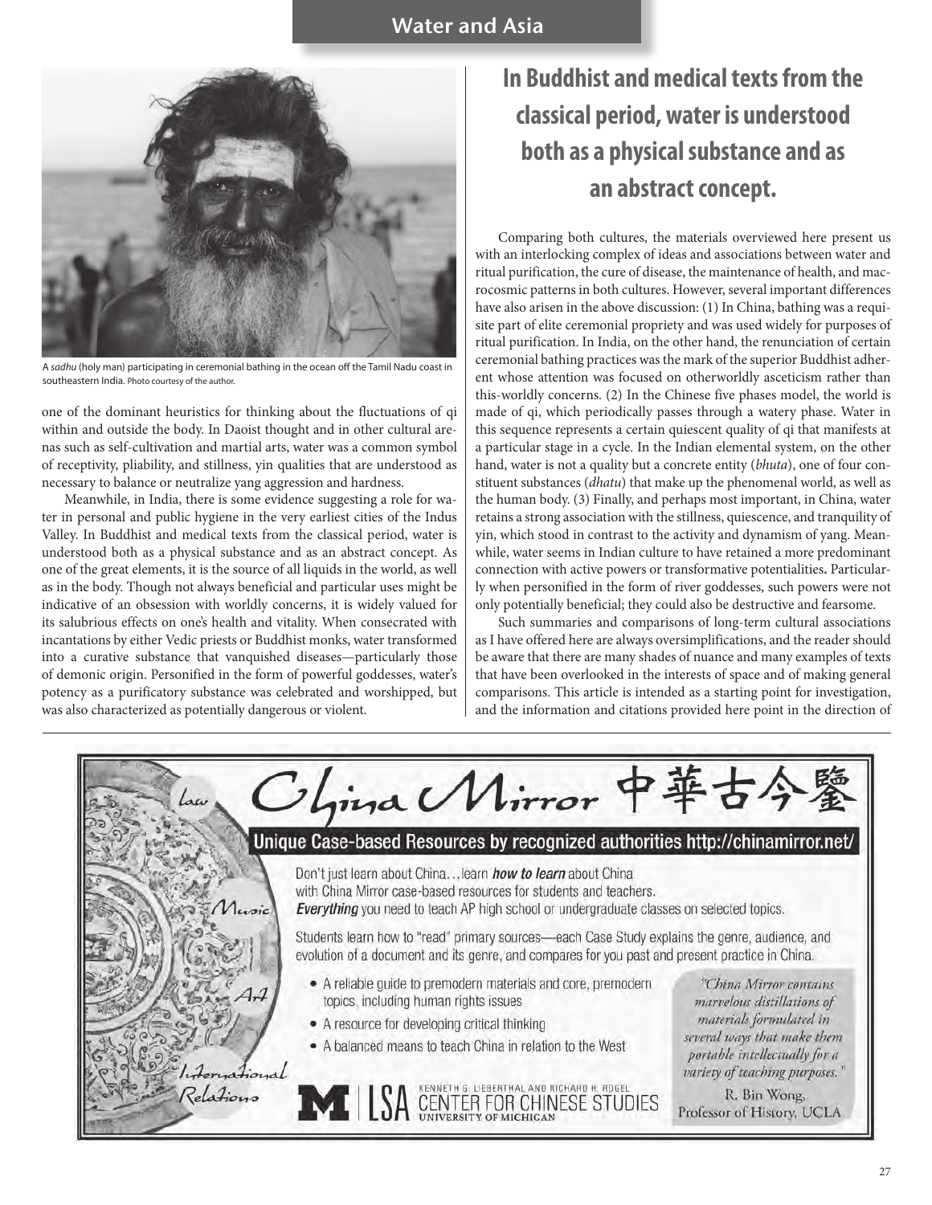A *sadhu* (holy man) participating in ceremonial bathing in the ocean off the Tamil Nadu coast in southeastern India. Photo courtesy of the author.

one of the dominant heuristics for thinking about the fluctuations of qi within and outside the body. In Daoist thought and in other cultural arenas such as self-cultivation and martial arts, water was a common symbol of receptivity, pliability, and stillness, yin qualities that are understood as necessary to balance or neutralize yang aggression and hardness.

Meanwhile, in India, there is some evidence suggesting a role for water in personal and public hygiene in the very earliest cities of the Indus Valley. In Buddhist and medical texts from the classical period, water is understood both as a physical substance and as an abstract concept. As one of the great elements, it is the source of all liquids in the world, as well as in the body. Though not always beneficial and particular uses might be indicative of an obsession with worldly concerns, it is widely valued for its salubrious effects on one's health and vitality. When consecrated with incantations by either Vedic priests or Buddhist monks, water transformed into a curative substance that vanquished diseases—particularly those of demonic origin. Personified in the form of powerful goddesses, water's potency as a purificatory substance was celebrated and worshipped, but was also characterized as potentially dangerous or violent.

**In Buddhist and medical texts from the classical period, water is understood both as a physical substance and as an abstract concept.**

Comparing both cultures, the materials overviewed here present us with an interlocking complex of ideas and associations between water and ritual purification, the cure of disease, the maintenance of health, and macrocosmic patterns in both cultures. However, several important differences have also arisen in the above discussion: (1) In China, bathing was a requisite part of elite ceremonial propriety and was used widely for purposes of ritual purification. In India, on the other hand, the renunciation of certain ceremonial bathing practices was the mark of the superior Buddhist adherent whose attention was focused on otherworldly asceticism rather than this-worldly concerns. (2) In the Chinese five phases model, the world is made of qi, which periodically passes through a watery phase. Water in this sequence represents a certain quiescent quality of qi that manifests at a particular stage in a cycle. In the Indian elemental system, on the other hand, water is not a quality but a concrete entity (*bhuta*), one of four constituent substances (*dhatu*) that make up the phenomenal world, as well as the human body. (3) Finally, and perhaps most important, in China, water retains a strong association with the stillness, quiescence, and tranquility of yin, which stood in contrast to the activity and dynamism of yang. Meanwhile, water seems in Indian culture to have retained a more predominant connection with active powers or transformative potentialities. Particularly when personified in the form of river goddesses, such powers were not only potentially beneficial; they could also be destructive and fearsome.

Such summaries and comparisons of long-term cultural associations as I have offered here are always oversimplifications, and the reader should be aware that there are many shades of nuance and many examples of texts that have been overlooked in the interests of space and of making general comparisons. This article is intended as a starting point for investigation, and the information and citations provided here point in the direction of

---

China Mirror 中華古今鑒

Unique Case-based Resources by recognized authorities http://chinamirror.net/

Don't just learn about China…learn ***how to learn*** about China with China Mirror case-based resources for students and teachers. ***Everything*** you need to teach AP high school or undergraduate classes on selected topics.

Students learn how to "read" primary sources—each Case Study explains the genre, audience, and evolution of a document and its genre, and compares for you past and present practice in China.

- A reliable guide to premodern materials and core, premodern topics, including human rights issues
- A resource for developing critical thinking
- A balanced means to teach China in relation to the West

*"China Mirror contains marvelous distillations of materials formulated in several ways that make them portable intellectually for a variety of teaching purposes."*

R. Bin Wong, Professor of History, UCLA

Law · Music · Art · International Relations

M | LSA KENNETH G. LIEBERTHAL AND RICHARD H. ROGEL CENTER FOR CHINESE STUDIES UNIVERSITY OF MICHIGAN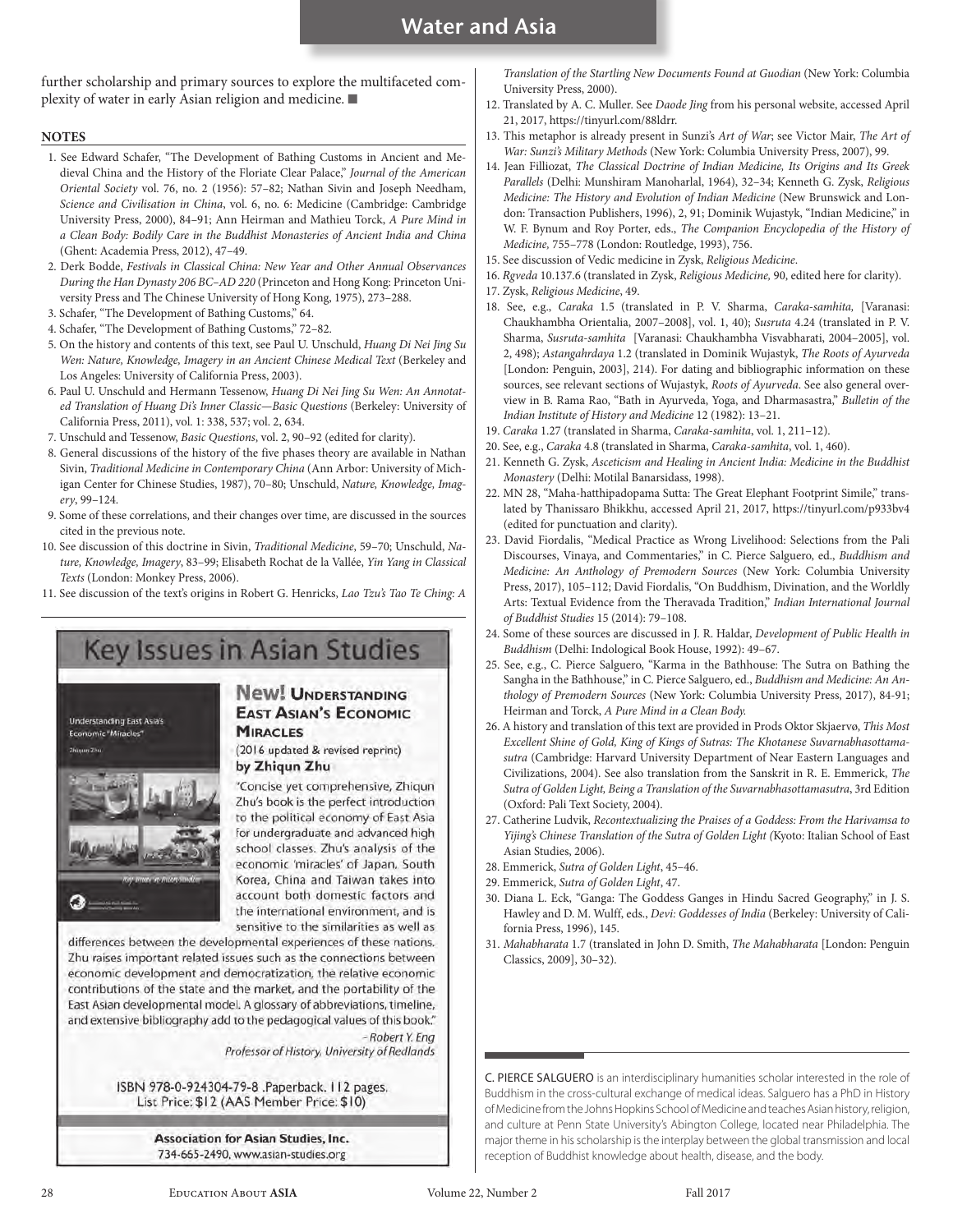further scholarship and primary sources to explore the multifaceted complexity of water in early Asian religion and medicine. ■

## NOTES

1. See Edward Schafer, "The Development of Bathing Customs in Ancient and Medieval China and the History of the Floriate Clear Palace," *Journal of the American Oriental Society* vol. 76, no. 2 (1956): 57–82; Nathan Sivin and Joseph Needham, *Science and Civilisation in China*, vol. 6, no. 6: Medicine (Cambridge: Cambridge University Press, 2000), 84–91; Ann Heirman and Mathieu Torck, *A Pure Mind in a Clean Body: Bodily Care in the Buddhist Monasteries of Ancient India and China* (Ghent: Academia Press, 2012), 47–49.
2. Derk Bodde, *Festivals in Classical China: New Year and Other Annual Observances During the Han Dynasty 206 BC–AD 220* (Princeton and Hong Kong: Princeton University Press and The Chinese University of Hong Kong, 1975), 273–288.
3. Schafer, "The Development of Bathing Customs," 64.
4. Schafer, "The Development of Bathing Customs," 72–82.
5. On the history and contents of this text, see Paul U. Unschuld, *Huang Di Nei Jing Su Wen: Nature, Knowledge, Imagery in an Ancient Chinese Medical Text* (Berkeley and Los Angeles: University of California Press, 2003).
6. Paul U. Unschuld and Hermann Tessenow, *Huang Di Nei Jing Su Wen: An Annotated Translation of Huang Di's Inner Classic—Basic Questions* (Berkeley: University of California Press, 2011), vol. 1: 338, 537; vol. 2, 634.
7. Unschuld and Tessenow, *Basic Questions*, vol. 2, 90–92 (edited for clarity).
8. General discussions of the history of the five phases theory are available in Nathan Sivin, *Traditional Medicine in Contemporary China* (Ann Arbor: University of Michigan Center for Chinese Studies, 1987), 70–80; Unschuld, *Nature, Knowledge, Imagery*, 99–124.
9. Some of these correlations, and their changes over time, are discussed in the sources cited in the previous note.
10. See discussion of this doctrine in Sivin, *Traditional Medicine*, 59–70; Unschuld, *Nature, Knowledge, Imagery*, 83–99; Elisabeth Rochat de la Vallée, *Yin Yang in Classical Texts* (London: Monkey Press, 2006).
11. See discussion of the text's origins in Robert G. Henricks, *Lao Tzu's Tao Te Ching: A Translation of the Startling New Documents Found at Guodian* (New York: Columbia University Press, 2000).
12. Translated by A. C. Muller. See *Daode Jing* from his personal website, accessed April 21, 2017, https://tinyurl.com/88ldrr.
13. This metaphor is already present in Sunzi's *Art of War*; see Victor Mair, *The Art of War: Sunzi's Military Methods* (New York: Columbia University Press, 2007), 99.
14. Jean Filliozat, *The Classical Doctrine of Indian Medicine, Its Origins and Its Greek Parallels* (Delhi: Munshiram Manoharlal, 1964), 32–34; Kenneth G. Zysk, *Religious Medicine: The History and Evolution of Indian Medicine* (New Brunswick and London: Transaction Publishers, 1996), 2, 91; Dominik Wujastyk, "Indian Medicine," in W. F. Bynum and Roy Porter, eds., *The Companion Encyclopedia of the History of Medicine,* 755–778 (London: Routledge, 1993), 756.
15. See discussion of Vedic medicine in Zysk, *Religious Medicine*.
16. *Rgveda* 10.137.6 (translated in Zysk, *Religious Medicine,* 90, edited here for clarity).
17. Zysk, *Religious Medicine*, 49.
18. See, e.g., *Caraka* 1.5 (translated in P. V. Sharma, *Caraka-samhita,* [Varanasi: Chaukhambha Orientalia, 2007–2008], vol. 1, 40); *Susruta* 4.24 (translated in P. V. Sharma, *Susruta-samhita* [Varanasi: Chaukhambha Visvabharati, 2004–2005], vol. 2, 498); *Astangahrdaya* 1.2 (translated in Dominik Wujastyk, *The Roots of Ayurveda* [London: Penguin, 2003], 214). For dating and bibliographic information on these sources, see relevant sections of Wujastyk, *Roots of Ayurveda*. See also general overview in B. Rama Rao, "Bath in Ayurveda, Yoga, and Dharmasastra," *Bulletin of the Indian Institute of History and Medicine* 12 (1982): 13–21.
19. *Caraka* 1.27 (translated in Sharma, *Caraka-samhita*, vol. 1, 211–12).
20. See, e.g., *Caraka* 4.8 (translated in Sharma, *Caraka-samhita*, vol. 1, 460).
21. Kenneth G. Zysk, *Asceticism and Healing in Ancient India: Medicine in the Buddhist Monastery* (Delhi: Motilal Banarsidass, 1998).
22. MN 28, "Maha-hatthipadopama Sutta: The Great Elephant Footprint Simile," translated by Thanissaro Bhikkhu, accessed April 21, 2017, https://tinyurl.com/p933bv4 (edited for punctuation and clarity).
23. David Fiordalis, "Medical Practice as Wrong Livelihood: Selections from the Pali Discourses, Vinaya, and Commentaries," in C. Pierce Salguero, ed., *Buddhism and Medicine: An Anthology of Premodern Sources* (New York: Columbia University Press, 2017), 105–112; David Fiordalis, "On Buddhism, Divination, and the Worldly Arts: Textual Evidence from the Theravada Tradition," *Indian International Journal of Buddhist Studies* 15 (2014): 79–108.
24. Some of these sources are discussed in J. R. Haldar, *Development of Public Health in Buddhism* (Delhi: Indological Book House, 1992): 49–67.
25. See, e.g., C. Pierce Salguero, "Karma in the Bathhouse: The Sutra on Bathing the Sangha in the Bathhouse," in C. Pierce Salguero, ed., *Buddhism and Medicine: An Anthology of Premodern Sources* (New York: Columbia University Press, 2017), 84-91; Heirman and Torck, *A Pure Mind in a Clean Body.*
26. A history and translation of this text are provided in Prods Oktor Skjaervø, *This Most Excellent Shine of Gold, King of Kings of Sutras: The Khotanese Suvarnabhasottamasutra* (Cambridge: Harvard University Department of Near Eastern Languages and Civilizations, 2004). See also translation from the Sanskrit in R. E. Emmerick, *The Sutra of Golden Light, Being a Translation of the Suvarnabhasottamasutra*, 3rd Edition (Oxford: Pali Text Society, 2004).
27. Catherine Ludvik, *Recontextualizing the Praises of a Goddess: From the Harivamsa to Yijing's Chinese Translation of the Sutra of Golden Light (*Kyoto: Italian School of East Asian Studies, 2006).
28. Emmerick, *Sutra of Golden Light*, 45–46.
29. Emmerick, *Sutra of Golden Light*, 47.
30. Diana L. Eck, "Ganga: The Goddess Ganges in Hindu Sacred Geography," in J. S. Hawley and D. M. Wulff, eds., *Devi: Goddesses of India* (Berkeley: University of California Press, 1996), 145.
31. *Mahabharata* 1.7 (translated in John D. Smith, *The Mahabharata* [London: Penguin Classics, 2009], 30–32).

C. PIERCE SALGUERO is an interdisciplinary humanities scholar interested in the role of Buddhism in the cross-cultural exchange of medical ideas. Salguero has a PhD in History of Medicine from the Johns Hopkins School of Medicine and teaches Asian history, religion, and culture at Penn State University's Abington College, located near Philadelphia. The major theme in his scholarship is the interplay between the global transmission and local reception of Buddhist knowledge about health, disease, and the body.

# Key Issues in Asian Studies

## New! Understanding East Asian's Economic Miracles

(2016 updated & revised reprint)
**by Zhiqun Zhu**

"Concise yet comprehensive, Zhiqun Zhu's book is the perfect introduction to the political economy of East Asia for undergraduate and advanced high school classes. Zhu's analysis of the economic 'miracles' of Japan, South Korea, China and Taiwan takes into account both domestic factors and the international environment, and is sensitive to the similarities as well as differences between the developmental experiences of these nations. Zhu raises important related issues such as the connections between economic development and democratization, the relative economic contributions of the state and the market, and the portability of the East Asian developmental model. A glossary of abbreviations, timeline, and extensive bibliography add to the pedagogical values of this book."

– Robert Y. Eng
Professor of History, University of Redlands

ISBN 978-0-924304-79-8 .Paperback. 112 pages.
List Price: $12 (AAS Member Price: $10)

**Association for Asian Studies, Inc.**
734-665-2490, www.asian-studies.org